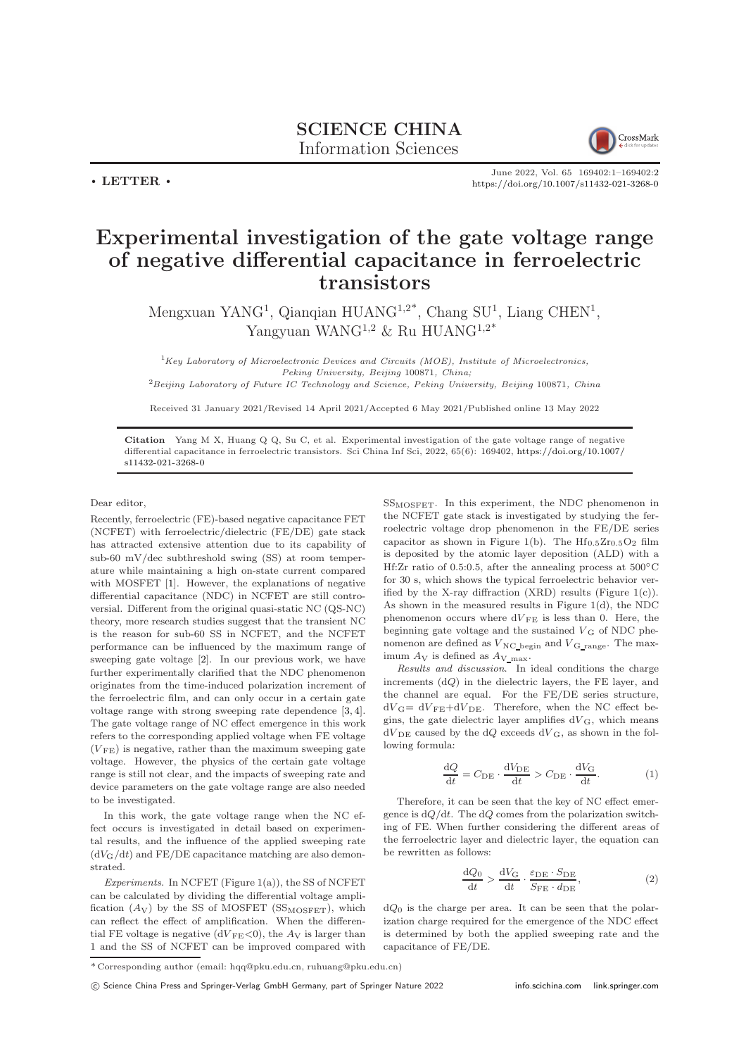SCIENCE CHINA
Information Sciences

• LETTER •

# Experimental investigation of the gate voltage range of negative differential capacitance in ferroelectric transistors

Mengxuan YANG[1], Qianqian HUANG[1,2*], Chang SU[1], Liang CHEN[1], Yangyuan WANG[1,2] & Ru HUANG[1,2*]

[1]*Key Laboratory of Microelectronic Devices and Circuits (MOE), Institute of Microelectronics, Peking University, Beijing* 100871*, China;*
[2]*Beijing Laboratory of Future IC Technology and Science, Peking University, Beijing* 100871*, China*

Received 31 January 2021/Revised 14 April 2021/Accepted 6 May 2021/Published online 13 May 2022

**Citation** Yang M X, Huang Q Q, Su C, et al. Experimental investigation of the gate voltage range of negative differential capacitance in ferroelectric transistors. Sci China Inf Sci, 2022, 65(6): 169402, https://doi.org/10.1007/s11432-021-3268-0

Dear editor,

Recently, ferroelectric (FE)-based negative capacitance FET (NCFET) with ferroelectric/dielectric (FE/DE) gate stack has attracted extensive attention due to its capability of sub-60 mV/dec subthreshold swing (SS) at room temperature while maintaining a high on-state current compared with MOSFET [1]. However, the explanations of negative differential capacitance (NDC) in NCFET are still controversial. Different from the original quasi-static NC (QS-NC) theory, more research studies suggest that the transient NC is the reason for sub-60 SS in NCFET, and the NCFET performance can be influenced by the maximum range of sweeping gate voltage [2]. In our previous work, we have further experimentally clarified that the NDC phenomenon originates from the time-induced polarization increment of the ferroelectric film, and can only occur in a certain gate voltage range with strong sweeping rate dependence [3, 4]. The gate voltage range of NC effect emergence in this work refers to the corresponding applied voltage when FE voltage ($V_{\rm FE}$) is negative, rather than the maximum sweeping gate voltage. However, the physics of the certain gate voltage range is still not clear, and the impacts of sweeping rate and device parameters on the gate voltage range are also needed to be investigated.

In this work, the gate voltage range when the NC effect occurs is investigated in detail based on experimental results, and the influence of the applied sweeping rate ($\mathrm{d}V_{\rm G}/\mathrm{d}t$) and FE/DE capacitance matching are also demonstrated.

*Experiments*. In NCFET (Figure 1(a)), the SS of NCFET can be calculated by dividing the differential voltage amplification ($A_{\rm V}$) by the SS of MOSFET ($\mathrm{SS_{MOSFET}}$), which can reflect the effect of amplification. When the differential FE voltage is negative ($\mathrm{d}V_{\rm FE}<0$), the $A_{\rm V}$ is larger than 1 and the SS of NCFET can be improved compared with $\mathrm{SS_{MOSFET}}$. In this experiment, the NDC phenomenon in the NCFET gate stack is investigated by studying the ferroelectric voltage drop phenomenon in the FE/DE series capacitor as shown in Figure 1(b). The $Hf_{0.5}Zr_{0.5}O_2$ film is deposited by the atomic layer deposition (ALD) with a Hf:Zr ratio of 0.5:0.5, after the annealing process at 500°C for 30 s, which shows the typical ferroelectric behavior verified by the X-ray diffraction (XRD) results (Figure 1(c)). As shown in the measured results in Figure 1(d), the NDC phenomenon occurs where $\mathrm{d}V_{\rm FE}$ is less than 0. Here, the beginning gate voltage and the sustained $V_{\rm G}$ of NDC phenomenon are defined as $V_{\rm NC\_begin}$ and $V_{\rm G\_range}$. The maximum $A_{\rm V}$ is defined as $A_{\rm V\_max}$.

*Results and discussion*. In ideal conditions the charge increments ($\mathrm{d}Q$) in the dielectric layers, the FE layer, and the channel are equal. For the FE/DE series structure, $\mathrm{d}V_{\rm G}=\mathrm{d}V_{\rm FE}+\mathrm{d}V_{\rm DE}$. Therefore, when the NC effect begins, the gate dielectric layer amplifies $\mathrm{d}V_{\rm G}$, which means $\mathrm{d}V_{\rm DE}$ caused by the $\mathrm{d}Q$ exceeds $\mathrm{d}V_{\rm G}$, as shown in the following formula:

$$\frac{\mathrm{d}Q}{\mathrm{d}t} = C_{\rm DE}\cdot\frac{\mathrm{d}V_{\rm DE}}{\mathrm{d}t} > C_{\rm DE}\cdot\frac{\mathrm{d}V_{\rm G}}{\mathrm{d}t}. \tag{1}$$

Therefore, it can be seen that the key of NC effect emergence is $\mathrm{d}Q/\mathrm{d}t$. The $\mathrm{d}Q$ comes from the polarization switching of FE. When further considering the different areas of the ferroelectric layer and dielectric layer, the equation can be rewritten as follows:

$$\frac{\mathrm{d}Q_0}{\mathrm{d}t} > \frac{\mathrm{d}V_{\rm G}}{\mathrm{d}t}\cdot\frac{\varepsilon_{\rm DE}\cdot S_{\rm DE}}{S_{\rm FE}\cdot d_{\rm DE}}, \tag{2}$$

$\mathrm{d}Q_0$ is the charge per area. It can be seen that the polarization charge required for the emergence of the NDC effect is determined by both the applied sweeping rate and the capacitance of FE/DE.

* Corresponding author (email: hqq@pku.edu.cn, ruhuang@pku.edu.cn)

© Science China Press and Springer-Verlag GmbH Germany, part of Springer Nature 2022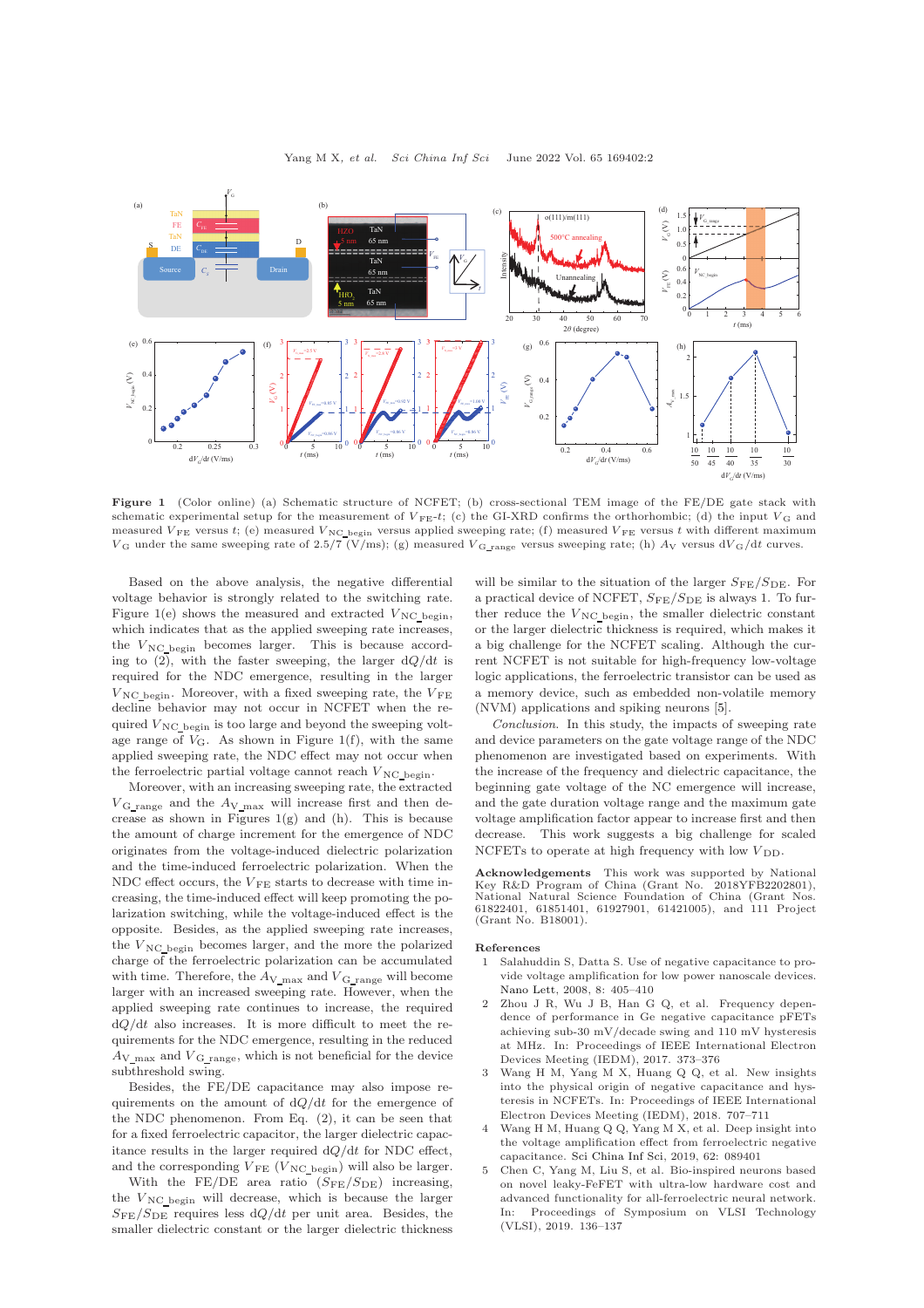(a)

$V_G$

TaN

FE

TaN

DE

$C_{FE}$

$C_{DE}$

S

D

Source

$C_S$

Drain

(b)

HZO

15 nm

TaN

65 nm

TaN

65 nm

HfO$_2$

5 nm

TaN

65 nm

$V_{FE}$

$V_G$

$t$

(c)

o(111)/m(111)

500°C annealing

Unannealing

Intensity

20 30 40 50 60 70

$2\theta$ (degree)

(d)

$V_{G\_range}$

$V_G$ (V)

1.5

1.0

0.5

0

$V_{FE}$ (V)

0.6

0.4

0.2

0

$V_{NC\_begin}$

0 1 2 3 4 5 6

$t$ (ms)

(e)

0.6

0.4

0.2

0

$V_{NC\_begin}$ (V)

0.2 0.25 0.3

$dV_G/dt$ (V/ms)

(f)

$V_{G,max}$=2.5 V

$V_{G,max}$=2.6 V

$V_{G,max}$=3 V

$V_{NC\_begin}$=0.86 V

$V_{NC\_begin}$=0.92 V

$V_{NC\_begin}$=1.00 V

$V_{NC\_begin}$=0.86 V

$V_G$ (V)

$V_{FE}$ (V)

$t$ (ms)

(g)

0.6

0.4

0.2

$V_{G\_range}$ (V)

0.2 0.4 0.6

$dV_G/dt$ (V/ms)

(h)

2

1.5

1

$A_{V\_max}$

10/50 10/45 10/40 10/35 10/30

$dV_G/dt$ (V/ms)

**Figure 1** (Color online) (a) Schematic structure of NCFET; (b) cross-sectional TEM image of the FE/DE gate stack with schematic experimental setup for the measurement of $V_{FE}$-$t$; (c) the GI-XRD confirms the orthorhombic; (d) the input $V_G$ and measured $V_{FE}$ versus $t$; (e) measured $V_{NC\_begin}$ versus applied sweeping rate; (f) measured $V_{FE}$ versus $t$ with different maximum $V_G$ under the same sweeping rate of 2.5/7 (V/ms); (g) measured $V_{G\_range}$ versus sweeping rate; (h) $A_V$ versus $dV_G/dt$ curves.

Based on the above analysis, the negative differential voltage behavior is strongly related to the switching rate. Figure 1(e) shows the measured and extracted $V_{NC\_begin}$, which indicates that as the applied sweeping rate increases, the $V_{NC\_begin}$ becomes larger. This is because according to (2), with the faster sweeping, the larger $dQ/dt$ is required for the NDC emergence, resulting in the larger $V_{NC\_begin}$. Moreover, with a fixed sweeping rate, the $V_{FE}$ decline behavior may not occur in NCFET when the required $V_{NC\_begin}$ is too large and beyond the sweeping voltage range of $V_G$. As shown in Figure 1(f), with the same applied sweeping rate, the NDC effect may not occur when the ferroelectric partial voltage cannot reach $V_{NC\_begin}$.

Moreover, with an increasing sweeping rate, the extracted $V_{G\_range}$ and the $A_{V\_max}$ will increase first and then decrease as shown in Figures 1(g) and (h). This is because the amount of charge increment for the emergence of NDC originates from the voltage-induced dielectric polarization and the time-induced ferroelectric polarization. When the NDC effect occurs, the $V_{FE}$ starts to decrease with time increasing, the time-induced effect will keep promoting the polarization switching, while the voltage-induced effect is the opposite. Besides, as the applied sweeping rate increases, the $V_{NC\_begin}$ becomes larger, and the more the polarized charge of the ferroelectric polarization can be accumulated with time. Therefore, the $A_{V\_max}$ and $V_{G\_range}$ will become larger with an increased sweeping rate. However, when the applied sweeping rate continues to increase, the required $dQ/dt$ also increases. It is more difficult to meet the requirements for the NDC emergence, resulting in the reduced $A_{V\_max}$ and $V_{G\_range}$, which is not beneficial for the device subthreshold swing.

Besides, the FE/DE capacitance may also impose requirements on the amount of $dQ/dt$ for the emergence of the NDC phenomenon. From Eq. (2), it can be seen that for a fixed ferroelectric capacitor, the larger dielectric capacitance results in the larger required $dQ/dt$ for NDC effect, and the corresponding $V_{FE}$ ($V_{NC\_begin}$) will also be larger.

With the FE/DE area ratio ($S_{FE}/S_{DE}$) increasing, the $V_{NC\_begin}$ will decrease, which is because the larger $S_{FE}/S_{DE}$ requires less $dQ/dt$ per unit area. Besides, the smaller dielectric constant or the larger dielectric thickness will be similar to the situation of the larger $S_{FE}/S_{DE}$. For a practical device of NCFET, $S_{FE}/S_{DE}$ is always 1. To further reduce the $V_{NC\_begin}$, the smaller dielectric constant or the larger dielectric thickness is required, which makes it a big challenge for the NCFET scaling. Although the current NCFET is not suitable for high-frequency low-voltage logic applications, the ferroelectric transistor can be used as a memory device, such as embedded non-volatile memory (NVM) applications and spiking neurons [5].

*Conclusion.* In this study, the impacts of sweeping rate and device parameters on the gate voltage range of the NDC phenomenon are investigated based on experiments. With the increase of the frequency and dielectric capacitance, the beginning gate voltage of the NC emergence will increase, and the gate duration voltage range and the maximum gate voltage amplification factor appear to increase first and then decrease. This work suggests a big challenge for scaled NCFETs to operate at high frequency with low $V_{DD}$.

**Acknowledgements** This work was supported by National Key R&D Program of China (Grant No. 2018YFB2202801), National Natural Science Foundation of China (Grant Nos. 61822401, 61851401, 61927901, 61421005), and 111 Project (Grant No. B18001).

**References**

1. Salahuddin S, Datta S. Use of negative capacitance to provide voltage amplification for low power nanoscale devices. Nano Lett, 2008, 8: 405–410
2. Zhou J R, Wu J B, Han G Q, et al. Frequency dependence of performance in Ge negative capacitance pFETs achieving sub-30 mV/decade swing and 110 mV hysteresis at MHz. In: Proceedings of IEEE International Electron Devices Meeting (IEDM), 2017. 373–376
3. Wang H M, Yang M X, Huang Q Q, et al. New insights into the physical origin of negative capacitance and hysteresis in NCFETs. In: Proceedings of IEEE International Electron Devices Meeting (IEDM), 2018. 707–711
4. Wang H M, Huang Q Q, Yang M X, et al. Deep insight into the voltage amplification effect from ferroelectric negative capacitance. Sci China Inf Sci, 2019, 62: 089401
5. Chen C, Yang M, Liu S, et al. Bio-inspired neurons based on novel leaky-FeFET with ultra-low hardware cost and advanced functionality for all-ferroelectric neural network. In: Proceedings of Symposium on VLSI Technology (VLSI), 2019. 136–137